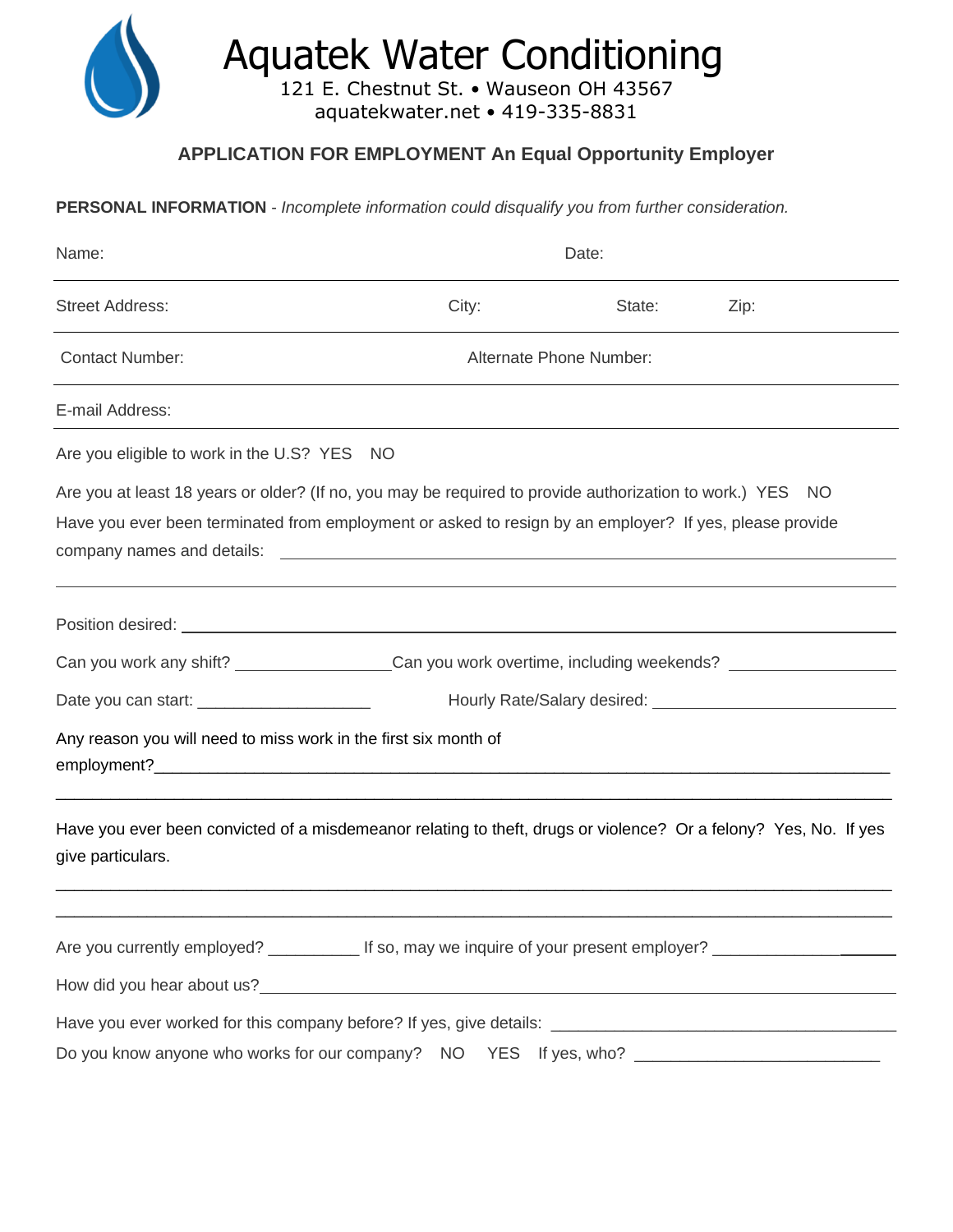# Aquatek Water Conditioning

121 E. Chestnut St. • Wauseon OH 43567
aquatekwater.net • 419-335-8831

## APPLICATION FOR EMPLOYMENT An Equal Opportunity Employer

**PERSONAL INFORMATION** - *Incomplete information could disqualify you from further consideration.*

Name: Date:

Street Address: City: State: Zip:

Contact Number: Alternate Phone Number:

E-mail Address:

Are you eligible to work in the U.S? YES NO

Are you at least 18 years or older? (If no, you may be required to provide authorization to work.) YES NO

Have you ever been terminated from employment or asked to resign by an employer? If yes, please provide company names and details: ______________________________________________

______________________________________________

Position desired: ______________________________________________

Can you work any shift? ________________ Can you work overtime, including weekends? ________________

Date you can start: ___________________ Hourly Rate/Salary desired: ________________________

Any reason you will need to miss work in the first six month of employment?______________________________________________

______________________________________________

Have you ever been convicted of a misdemeanor relating to theft, drugs or violence? Or a felony? Yes, No. If yes give particulars.

______________________________________________

______________________________________________

Are you currently employed? __________ If so, may we inquire of your present employer? ________________

How did you hear about us?______________________________________________

Have you ever worked for this company before? If yes, give details: ____________________________________

Do you know anyone who works for our company? NO YES If yes, who? __________________________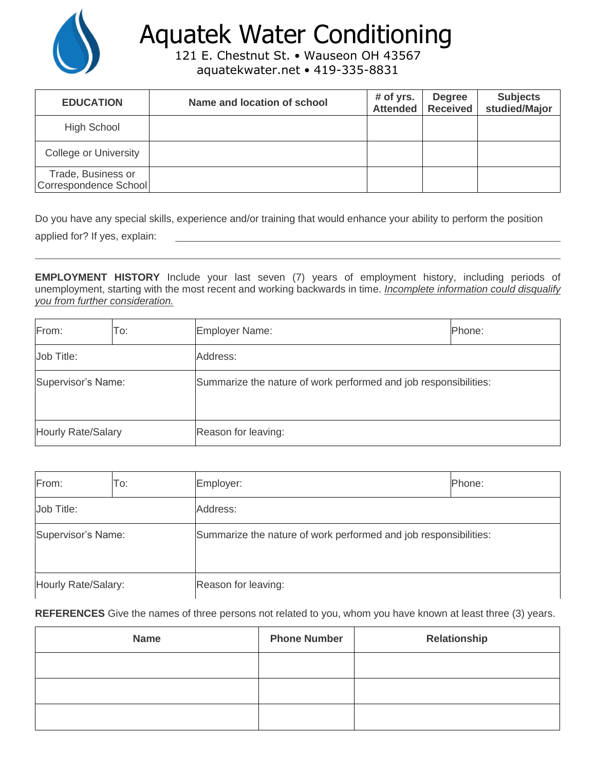# Aquatek Water Conditioning

121 E. Chestnut St. • Wauseon OH 43567
aquatekwater.net • 419-335-8831

| EDUCATION | Name and location of school | # of yrs. Attended | Degree Received | Subjects studied/Major |
|---|---|---|---|---|
| High School | | | | |
| College or University | | | | |
| Trade, Business or Correspondence School | | | | |

Do you have any special skills, experience and/or training that would enhance your ability to perform the position applied for? If yes, explain: ____________________________________________

______________________________________________________________________________

**EMPLOYMENT HISTORY** Include your last seven (7) years of employment history, including periods of unemployment, starting with the most recent and working backwards in time. *Incomplete information could disqualify you from further consideration.*

| From: | To: | Employer Name: | Phone: |
|---|---|---|---|
| Job Title: | | Address: | |
| Supervisor's Name: | | Summarize the nature of work performed and job responsibilities: | |
| Hourly Rate/Salary | | Reason for leaving: | |

| From: | To: | Employer: | Phone: |
|---|---|---|---|
| Job Title: | | Address: | |
| Supervisor's Name: | | Summarize the nature of work performed and job responsibilities: | |
| Hourly Rate/Salary: | | Reason for leaving: | |

**REFERENCES** Give the names of three persons not related to you, whom you have known at least three (3) years.

| Name | Phone Number | Relationship |
|---|---|---|
| | | |
| | | |
| | | |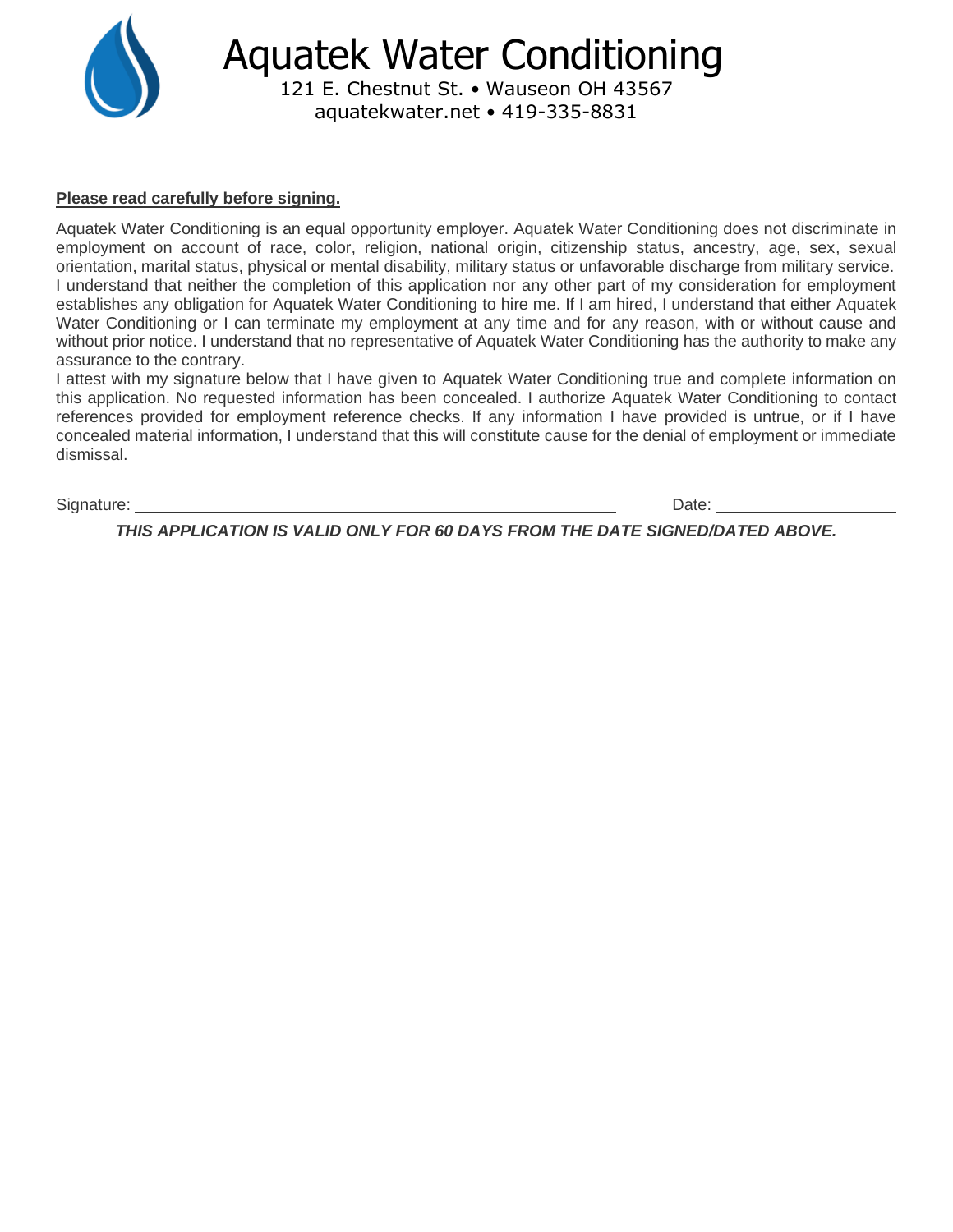# Aquatek Water Conditioning

121 E. Chestnut St. • Wauseon OH 43567
aquatekwater.net • 419-335-8831

**Please read carefully before signing.**

Aquatek Water Conditioning is an equal opportunity employer. Aquatek Water Conditioning does not discriminate in employment on account of race, color, religion, national origin, citizenship status, ancestry, age, sex, sexual orientation, marital status, physical or mental disability, military status or unfavorable discharge from military service. I understand that neither the completion of this application nor any other part of my consideration for employment establishes any obligation for Aquatek Water Conditioning to hire me. If I am hired, I understand that either Aquatek Water Conditioning or I can terminate my employment at any time and for any reason, with or without cause and without prior notice. I understand that no representative of Aquatek Water Conditioning has the authority to make any assurance to the contrary.

I attest with my signature below that I have given to Aquatek Water Conditioning true and complete information on this application. No requested information has been concealed. I authorize Aquatek Water Conditioning to contact references provided for employment reference checks. If any information I have provided is untrue, or if I have concealed material information, I understand that this will constitute cause for the denial of employment or immediate dismissal.

Signature: ______________________________ Date: ____________________

***THIS APPLICATION IS VALID ONLY FOR 60 DAYS FROM THE DATE SIGNED/DATED ABOVE.***